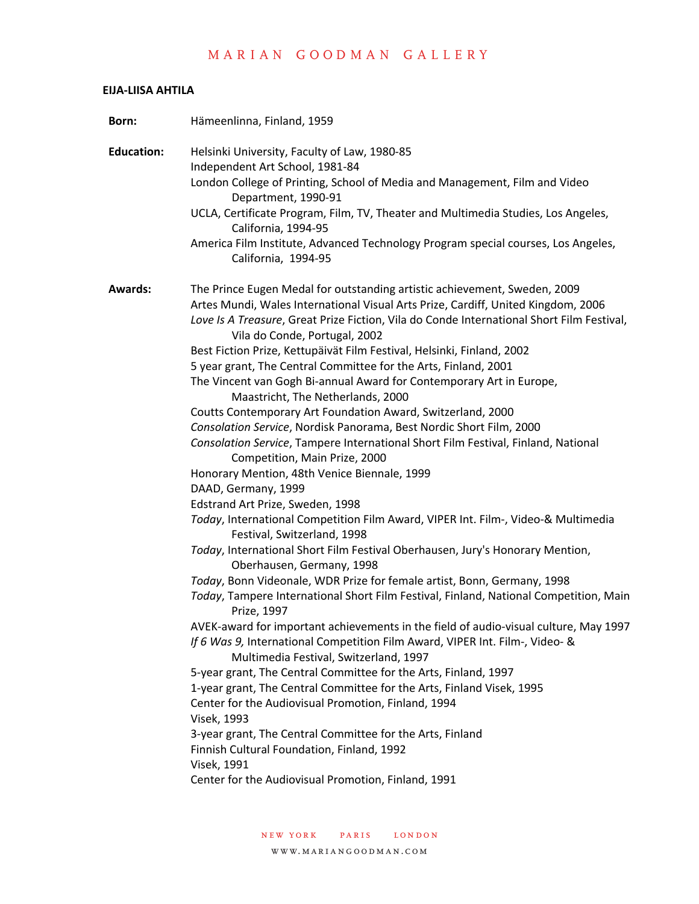# MARIAN GOODMAN GALLERY

## EIJA-LIISA AHTILA

**Born:** Hämeenlinna, Finland, 1959

**Education:**

Helsinki University, Faculty of Law, 1980-85
Independent Art School, 1981-84
London College of Printing, School of Media and Management, Film and Video Department, 1990-91
UCLA, Certificate Program, Film, TV, Theater and Multimedia Studies, Los Angeles, California, 1994-95
America Film Institute, Advanced Technology Program special courses, Los Angeles, California, 1994-95

**Awards:**

The Prince Eugen Medal for outstanding artistic achievement, Sweden, 2009
Artes Mundi, Wales International Visual Arts Prize, Cardiff, United Kingdom, 2006
*Love Is A Treasure*, Great Prize Fiction, Vila do Conde International Short Film Festival, Vila do Conde, Portugal, 2002
Best Fiction Prize, Kettupäivät Film Festival, Helsinki, Finland, 2002
5 year grant, The Central Committee for the Arts, Finland, 2001
The Vincent van Gogh Bi-annual Award for Contemporary Art in Europe, Maastricht, The Netherlands, 2000
Coutts Contemporary Art Foundation Award, Switzerland, 2000
*Consolation Service*, Nordisk Panorama, Best Nordic Short Film, 2000
*Consolation Service*, Tampere International Short Film Festival, Finland, National Competition, Main Prize, 2000
Honorary Mention, 48th Venice Biennale, 1999
DAAD, Germany, 1999
Edstrand Art Prize, Sweden, 1998
*Today*, International Competition Film Award, VIPER Int. Film-, Video-& Multimedia Festival, Switzerland, 1998
*Today*, International Short Film Festival Oberhausen, Jury's Honorary Mention, Oberhausen, Germany, 1998
*Today*, Bonn Videonale, WDR Prize for female artist, Bonn, Germany, 1998
*Today*, Tampere International Short Film Festival, Finland, National Competition, Main Prize, 1997
AVEK-award for important achievements in the field of audio-visual culture, May 1997
*If 6 Was 9,* International Competition Film Award, VIPER Int. Film-, Video- & Multimedia Festival, Switzerland, 1997
5-year grant, The Central Committee for the Arts, Finland, 1997
1-year grant, The Central Committee for the Arts, Finland Visek, 1995
Center for the Audiovisual Promotion, Finland, 1994
Visek, 1993
3-year grant, The Central Committee for the Arts, Finland
Finnish Cultural Foundation, Finland, 1992
Visek, 1991
Center for the Audiovisual Promotion, Finland, 1991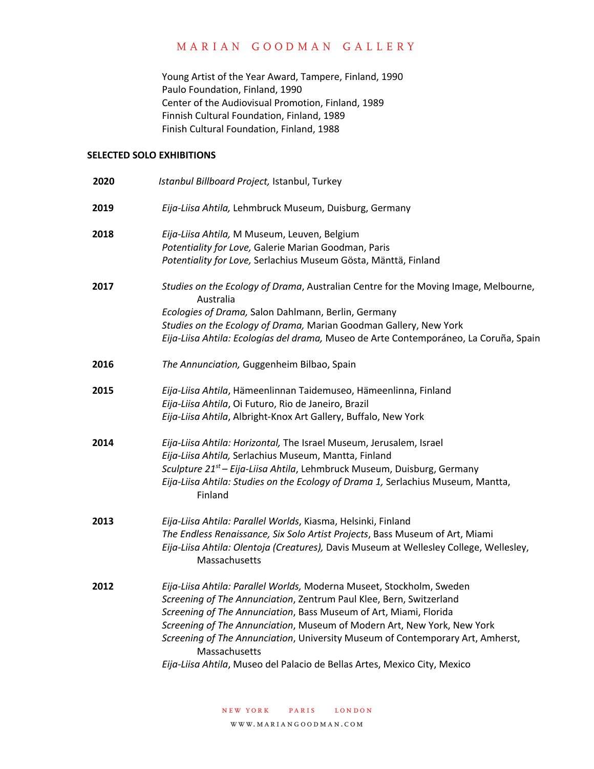Young Artist of the Year Award, Tampere, Finland, 1990
Paulo Foundation, Finland, 1990
Center of the Audiovisual Promotion, Finland, 1989
Finnish Cultural Foundation, Finland, 1989
Finish Cultural Foundation, Finland, 1988

**SELECTED SOLO EXHIBITIONS**

**2020**
*Istanbul Billboard Project,* Istanbul, Turkey

**2019**
*Eija-Liisa Ahtila,* Lehmbruck Museum, Duisburg, Germany

**2018**
*Eija-Liisa Ahtila,* M Museum, Leuven, Belgium
*Potentiality for Love,* Galerie Marian Goodman, Paris
*Potentiality for Love,* Serlachius Museum Gösta, Mänttä, Finland

**2017**
*Studies on the Ecology of Drama*, Australian Centre for the Moving Image, Melbourne, Australia
*Ecologies of Drama,* Salon Dahlmann, Berlin, Germany
*Studies on the Ecology of Drama,* Marian Goodman Gallery, New York
*Eija-Liisa Ahtila: Ecologías del drama,* Museo de Arte Contemporáneo, La Coruña, Spain

**2016**
*The Annunciation,* Guggenheim Bilbao, Spain

**2015**
*Eija-Liisa Ahtila*, Hämeenlinnan Taidemuseo, Hämeenlinna, Finland
*Eija-Liisa Ahtila*, Oi Futuro, Rio de Janeiro, Brazil
*Eija-Liisa Ahtila*, Albright-Knox Art Gallery, Buffalo, New York

**2014**
*Eija-Liisa Ahtila: Horizontal,* The Israel Museum, Jerusalem, Israel
*Eija-Liisa Ahtila,* Serlachius Museum, Mantta, Finland
*Sculpture 21st – Eija-Liisa Ahtila*, Lehmbruck Museum, Duisburg, Germany
*Eija-Liisa Ahtila: Studies on the Ecology of Drama 1,* Serlachius Museum, Mantta, Finland

**2013**
*Eija-Liisa Ahtila: Parallel Worlds*, Kiasma, Helsinki, Finland
*The Endless Renaissance, Six Solo Artist Projects*, Bass Museum of Art, Miami
*Eija-Liisa Ahtila: Olentoja (Creatures),* Davis Museum at Wellesley College, Wellesley, Massachusetts

**2012**
*Eija-Liisa Ahtila: Parallel Worlds,* Moderna Museet, Stockholm, Sweden
*Screening of The Annunciation*, Zentrum Paul Klee, Bern, Switzerland
*Screening of The Annunciation*, Bass Museum of Art, Miami, Florida
*Screening of The Annunciation*, Museum of Modern Art, New York, New York
*Screening of The Annunciation*, University Museum of Contemporary Art, Amherst, Massachusetts
*Eija-Liisa Ahtila*, Museo del Palacio de Bellas Artes, Mexico City, Mexico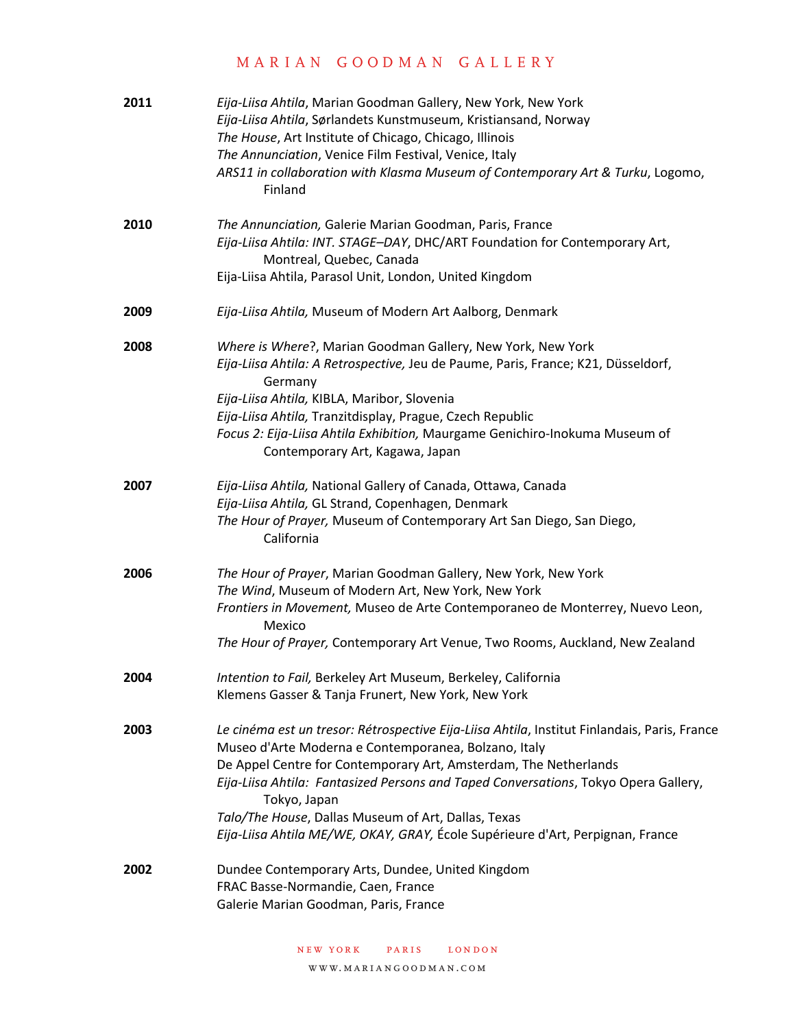**2011**

*Eija-Liisa Ahtila*, Marian Goodman Gallery, New York, New York
*Eija-Liisa Ahtila*, Sørlandets Kunstmuseum, Kristiansand, Norway
*The House*, Art Institute of Chicago, Chicago, Illinois
*The Annunciation*, Venice Film Festival, Venice, Italy
*ARS11 in collaboration with Klasma Museum of Contemporary Art & Turku*, Logomo, Finland

**2010**

*The Annunciation,* Galerie Marian Goodman, Paris, France
*Eija-Liisa Ahtila: INT. STAGE–DAY*, DHC/ART Foundation for Contemporary Art, Montreal, Quebec, Canada
Eija-Liisa Ahtila, Parasol Unit, London, United Kingdom

**2009**

*Eija-Liisa Ahtila,* Museum of Modern Art Aalborg, Denmark

**2008**

*Where is Where*?, Marian Goodman Gallery, New York, New York
*Eija-Liisa Ahtila: A Retrospective,* Jeu de Paume, Paris, France; K21, Düsseldorf, Germany
*Eija-Liisa Ahtila,* KIBLA, Maribor, Slovenia
*Eija-Liisa Ahtila,* Tranzitdisplay, Prague, Czech Republic
*Focus 2: Eija-Liisa Ahtila Exhibition,* Maurgame Genichiro-Inokuma Museum of Contemporary Art, Kagawa, Japan

**2007**

*Eija-Liisa Ahtila,* National Gallery of Canada, Ottawa, Canada
*Eija-Liisa Ahtila,* GL Strand, Copenhagen, Denmark
*The Hour of Prayer,* Museum of Contemporary Art San Diego, San Diego, California

**2006**

*The Hour of Prayer*, Marian Goodman Gallery, New York, New York
*The Wind*, Museum of Modern Art, New York, New York
*Frontiers in Movement,* Museo de Arte Contemporaneo de Monterrey, Nuevo Leon, Mexico
*The Hour of Prayer,* Contemporary Art Venue, Two Rooms, Auckland, New Zealand

**2004**

*Intention to Fail,* Berkeley Art Museum, Berkeley, California
Klemens Gasser & Tanja Frunert, New York, New York

**2003**

*Le cinéma est un tresor: Rétrospective Eija-Liisa Ahtila*, Institut Finlandais, Paris, France
Museo d'Arte Moderna e Contemporanea, Bolzano, Italy
De Appel Centre for Contemporary Art, Amsterdam, The Netherlands
*Eija-Liisa Ahtila: Fantasized Persons and Taped Conversations*, Tokyo Opera Gallery, Tokyo, Japan
*Talo/The House*, Dallas Museum of Art, Dallas, Texas
*Eija-Liisa Ahtila ME/WE, OKAY, GRAY,* École Supérieure d'Art, Perpignan, France

**2002**

Dundee Contemporary Arts, Dundee, United Kingdom
FRAC Basse-Normandie, Caen, France
Galerie Marian Goodman, Paris, France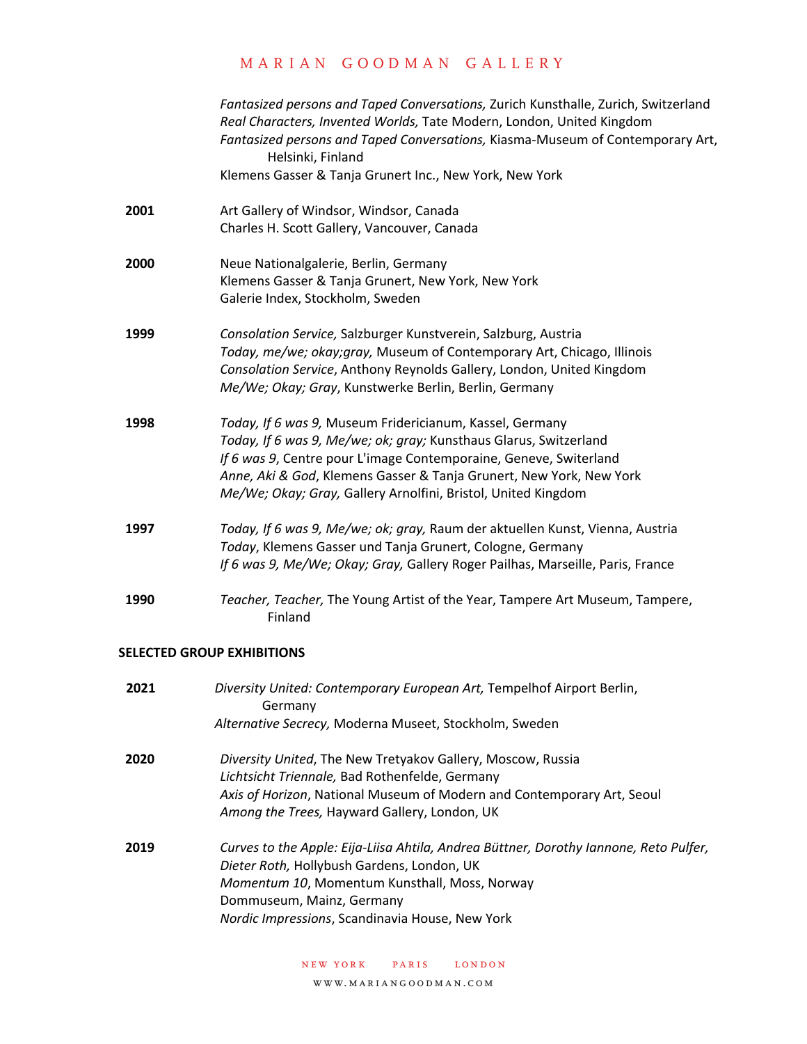*Fantasized persons and Taped Conversations,* Zurich Kunsthalle, Zurich, Switzerland
*Real Characters, Invented Worlds,* Tate Modern, London, United Kingdom
*Fantasized persons and Taped Conversations,* Kiasma-Museum of Contemporary Art, Helsinki, Finland
Klemens Gasser & Tanja Grunert Inc., New York, New York

**2001**
Art Gallery of Windsor, Windsor, Canada
Charles H. Scott Gallery, Vancouver, Canada

**2000**
Neue Nationalgalerie, Berlin, Germany
Klemens Gasser & Tanja Grunert, New York, New York
Galerie Index, Stockholm, Sweden

**1999**
*Consolation Service,* Salzburger Kunstverein, Salzburg, Austria
*Today, me/we; okay;gray,* Museum of Contemporary Art, Chicago, Illinois
*Consolation Service*, Anthony Reynolds Gallery, London, United Kingdom
*Me/We; Okay; Gray*, Kunstwerke Berlin, Berlin, Germany

**1998**
*Today, If 6 was 9,* Museum Fridericianum, Kassel, Germany
*Today, If 6 was 9, Me/we; ok; gray;* Kunsthaus Glarus, Switzerland
*If 6 was 9*, Centre pour L'image Contemporaine, Geneve, Switerland
*Anne, Aki & God*, Klemens Gasser & Tanja Grunert, New York, New York
*Me/We; Okay; Gray,* Gallery Arnolfini, Bristol, United Kingdom

**1997**
*Today, If 6 was 9, Me/we; ok; gray,* Raum der aktuellen Kunst, Vienna, Austria
*Today*, Klemens Gasser und Tanja Grunert, Cologne, Germany
*If 6 was 9, Me/We; Okay; Gray,* Gallery Roger Pailhas, Marseille, Paris, France

**1990**
*Teacher, Teacher,* The Young Artist of the Year, Tampere Art Museum, Tampere, Finland

**SELECTED GROUP EXHIBITIONS**

**2021**
*Diversity United: Contemporary European Art,* Tempelhof Airport Berlin, Germany
*Alternative Secrecy,* Moderna Museet, Stockholm, Sweden

**2020**
*Diversity United*, The New Tretyakov Gallery, Moscow, Russia
*Lichtsicht Triennale,* Bad Rothenfelde, Germany
*Axis of Horizon*, National Museum of Modern and Contemporary Art, Seoul
*Among the Trees,* Hayward Gallery, London, UK

**2019**
*Curves to the Apple: Eija-Liisa Ahtila, Andrea Büttner, Dorothy Iannone, Reto Pulfer, Dieter Roth,* Hollybush Gardens, London, UK
*Momentum 10*, Momentum Kunsthall, Moss, Norway
Dommuseum, Mainz, Germany
*Nordic Impressions*, Scandinavia House, New York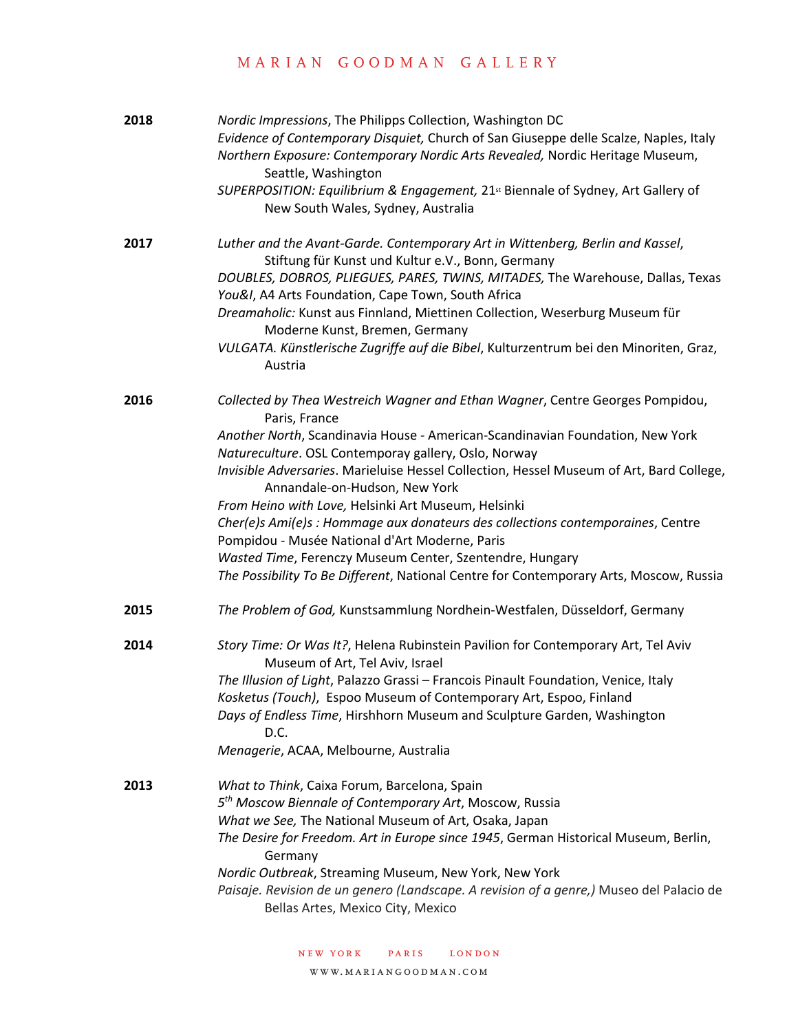**2018**

*Nordic Impressions*, The Philipps Collection, Washington DC
*Evidence of Contemporary Disquiet,* Church of San Giuseppe delle Scalze, Naples, Italy
*Northern Exposure: Contemporary Nordic Arts Revealed,* Nordic Heritage Museum, Seattle, Washington
*SUPERPOSITION: Equilibrium & Engagement,* 21st Biennale of Sydney, Art Gallery of New South Wales, Sydney, Australia

**2017**

*Luther and the Avant-Garde. Contemporary Art in Wittenberg, Berlin and Kassel*, Stiftung für Kunst und Kultur e.V., Bonn, Germany
*DOUBLES, DOBROS, PLIEGUES, PARES, TWINS, MITADES,* The Warehouse, Dallas, Texas
*You&I*, A4 Arts Foundation, Cape Town, South Africa
*Dreamaholic:* Kunst aus Finnland, Miettinen Collection, Weserburg Museum für Moderne Kunst, Bremen, Germany
*VULGATA. Künstlerische Zugriffe auf die Bibel*, Kulturzentrum bei den Minoriten, Graz, Austria

**2016**

*Collected by Thea Westreich Wagner and Ethan Wagner*, Centre Georges Pompidou, Paris, France
*Another North*, Scandinavia House - American-Scandinavian Foundation, New York
*Natureculture*. OSL Contemporay gallery, Oslo, Norway
*Invisible Adversaries*. Marieluise Hessel Collection, Hessel Museum of Art, Bard College, Annandale-on-Hudson, New York
*From Heino with Love,* Helsinki Art Museum, Helsinki
*Cher(e)s Ami(e)s : Hommage aux donateurs des collections contemporaines*, Centre Pompidou - Musée National d'Art Moderne, Paris
*Wasted Time*, Ferenczy Museum Center, Szentendre, Hungary
*The Possibility To Be Different*, National Centre for Contemporary Arts, Moscow, Russia

**2015**

*The Problem of God,* Kunstsammlung Nordhein-Westfalen, Düsseldorf, Germany

**2014**

*Story Time: Or Was It?*, Helena Rubinstein Pavilion for Contemporary Art, Tel Aviv Museum of Art, Tel Aviv, Israel
*The Illusion of Light*, Palazzo Grassi – Francois Pinault Foundation, Venice, Italy
*Kosketus (Touch)*, Espoo Museum of Contemporary Art, Espoo, Finland
*Days of Endless Time*, Hirshhorn Museum and Sculpture Garden, Washington D.C.
*Menagerie*, ACAA, Melbourne, Australia

**2013**

*What to Think*, Caixa Forum, Barcelona, Spain
*5th Moscow Biennale of Contemporary Art*, Moscow, Russia
*What we See,* The National Museum of Art, Osaka, Japan
*The Desire for Freedom. Art in Europe since 1945*, German Historical Museum, Berlin, Germany
*Nordic Outbreak*, Streaming Museum, New York, New York
*Paisaje. Revision de un genero (Landscape. A revision of a genre,)* Museo del Palacio de Bellas Artes, Mexico City, Mexico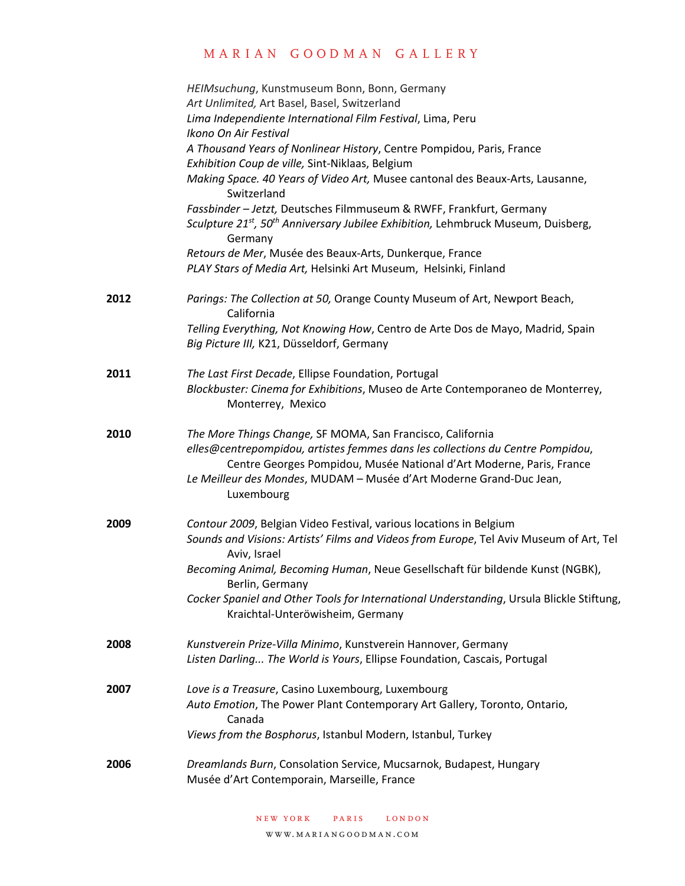*HEIMsuchung*, Kunstmuseum Bonn, Bonn, Germany
*Art Unlimited,* Art Basel, Basel, Switzerland
*Lima Independiente International Film Festival*, Lima, Peru
*Ikono On Air Festival*
*A Thousand Years of Nonlinear History*, Centre Pompidou, Paris, France
*Exhibition Coup de ville,* Sint-Niklaas, Belgium
*Making Space. 40 Years of Video Art,* Musee cantonal des Beaux-Arts, Lausanne, Switzerland
*Fassbinder – Jetzt,* Deutsches Filmmuseum & RWFF, Frankfurt, Germany
*Sculpture 21st, 50th Anniversary Jubilee Exhibition,* Lehmbruck Museum, Duisberg, Germany
*Retours de Mer*, Musée des Beaux-Arts, Dunkerque, France
*PLAY Stars of Media Art,* Helsinki Art Museum, Helsinki, Finland

**2012**
*Parings: The Collection at 50,* Orange County Museum of Art, Newport Beach, California
*Telling Everything, Not Knowing How*, Centro de Arte Dos de Mayo, Madrid, Spain
*Big Picture III,* K21, Düsseldorf, Germany

**2011**
*The Last First Decade*, Ellipse Foundation, Portugal
*Blockbuster: Cinema for Exhibitions*, Museo de Arte Contemporaneo de Monterrey, Monterrey, Mexico

**2010**
*The More Things Change,* SF MOMA, San Francisco, California
*elles@centrepompidou, artistes femmes dans les collections du Centre Pompidou*, Centre Georges Pompidou, Musée National d'Art Moderne, Paris, France
*Le Meilleur des Mondes*, MUDAM – Musée d'Art Moderne Grand-Duc Jean, Luxembourg

**2009**
*Contour 2009*, Belgian Video Festival, various locations in Belgium
*Sounds and Visions: Artists' Films and Videos from Europe*, Tel Aviv Museum of Art, Tel Aviv, Israel
*Becoming Animal, Becoming Human*, Neue Gesellschaft für bildende Kunst (NGBK), Berlin, Germany
*Cocker Spaniel and Other Tools for International Understanding*, Ursula Blickle Stiftung, Kraichtal-Unteröwisheim, Germany

**2008**
*Kunstverein Prize-Villa Minimo*, Kunstverein Hannover, Germany
*Listen Darling... The World is Yours*, Ellipse Foundation, Cascais, Portugal

**2007**
*Love is a Treasure*, Casino Luxembourg, Luxembourg
*Auto Emotion*, The Power Plant Contemporary Art Gallery, Toronto, Ontario, Canada
*Views from the Bosphorus*, Istanbul Modern, Istanbul, Turkey

**2006**
*Dreamlands Burn*, Consolation Service, Mucsarnok, Budapest, Hungary
Musée d'Art Contemporain, Marseille, France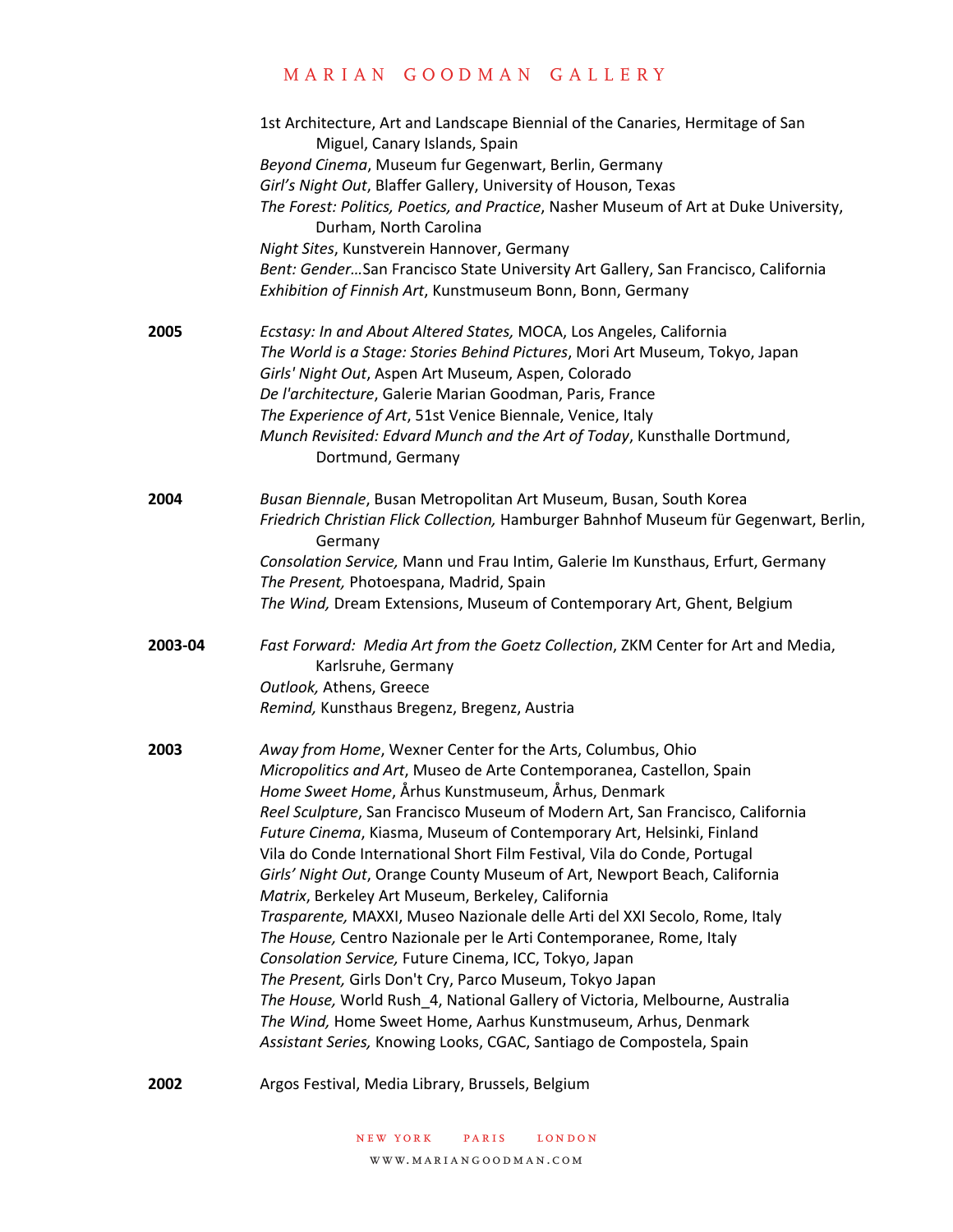1st Architecture, Art and Landscape Biennial of the Canaries, Hermitage of San Miguel, Canary Islands, Spain
*Beyond Cinema*, Museum fur Gegenwart, Berlin, Germany
*Girl's Night Out*, Blaffer Gallery, University of Houson, Texas
*The Forest: Politics, Poetics, and Practice*, Nasher Museum of Art at Duke University, Durham, North Carolina
*Night Sites*, Kunstverein Hannover, Germany
*Bent: Gender…*San Francisco State University Art Gallery, San Francisco, California
*Exhibition of Finnish Art*, Kunstmuseum Bonn, Bonn, Germany

**2005**
*Ecstasy: In and About Altered States,* MOCA, Los Angeles, California
*The World is a Stage: Stories Behind Pictures*, Mori Art Museum, Tokyo, Japan
*Girls' Night Out*, Aspen Art Museum, Aspen, Colorado
*De l'architecture*, Galerie Marian Goodman, Paris, France
*The Experience of Art*, 51st Venice Biennale, Venice, Italy
*Munch Revisited: Edvard Munch and the Art of Today*, Kunsthalle Dortmund, Dortmund, Germany

**2004**
*Busan Biennale*, Busan Metropolitan Art Museum, Busan, South Korea
*Friedrich Christian Flick Collection,* Hamburger Bahnhof Museum für Gegenwart, Berlin, Germany
*Consolation Service,* Mann und Frau Intim, Galerie Im Kunsthaus, Erfurt, Germany
*The Present,* Photoespana, Madrid, Spain
*The Wind,* Dream Extensions, Museum of Contemporary Art, Ghent, Belgium

**2003-04**
*Fast Forward: Media Art from the Goetz Collection*, ZKM Center for Art and Media, Karlsruhe, Germany
*Outlook,* Athens, Greece
*Remind,* Kunsthaus Bregenz, Bregenz, Austria

**2003**
*Away from Home*, Wexner Center for the Arts, Columbus, Ohio
*Micropolitics and Art*, Museo de Arte Contemporanea, Castellon, Spain
*Home Sweet Home*, Århus Kunstmuseum, Århus, Denmark
*Reel Sculpture*, San Francisco Museum of Modern Art, San Francisco, California
*Future Cinema*, Kiasma, Museum of Contemporary Art, Helsinki, Finland
Vila do Conde International Short Film Festival, Vila do Conde, Portugal
*Girls' Night Out*, Orange County Museum of Art, Newport Beach, California
*Matrix*, Berkeley Art Museum, Berkeley, California
*Trasparente,* MAXXI, Museo Nazionale delle Arti del XXI Secolo, Rome, Italy
*The House,* Centro Nazionale per le Arti Contemporanee, Rome, Italy
*Consolation Service,* Future Cinema, ICC, Tokyo, Japan
*The Present,* Girls Don't Cry, Parco Museum, Tokyo Japan
*The House,* World Rush_4, National Gallery of Victoria, Melbourne, Australia
*The Wind,* Home Sweet Home, Aarhus Kunstmuseum, Arhus, Denmark
*Assistant Series,* Knowing Looks, CGAC, Santiago de Compostela, Spain

**2002**
Argos Festival, Media Library, Brussels, Belgium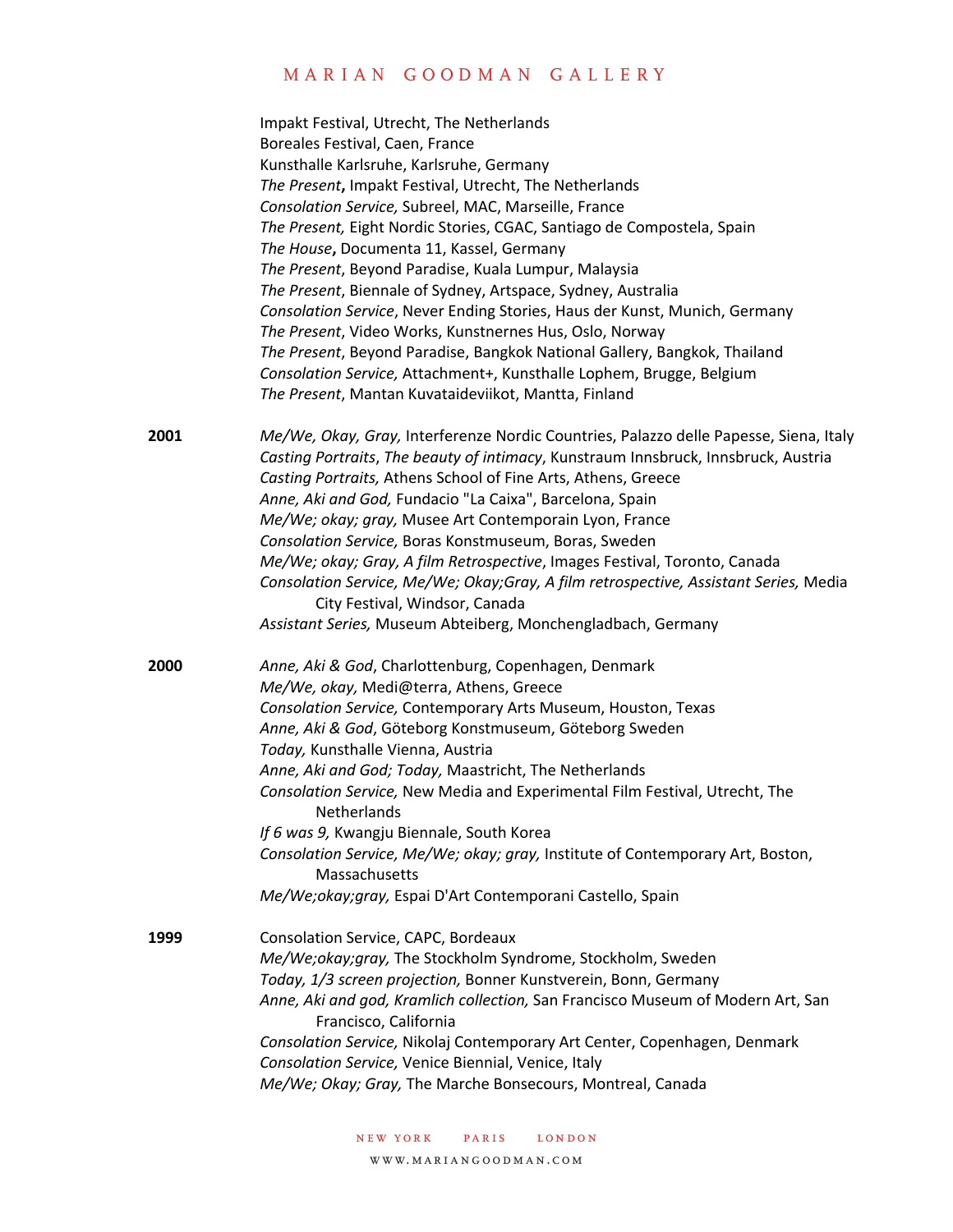Impakt Festival, Utrecht, The Netherlands
Boreales Festival, Caen, France
Kunsthalle Karlsruhe, Karlsruhe, Germany
*The Present*, Impakt Festival, Utrecht, The Netherlands
*Consolation Service,* Subreel, MAC, Marseille, France
*The Present,* Eight Nordic Stories, CGAC, Santiago de Compostela, Spain
*The House*, Documenta 11, Kassel, Germany
*The Present*, Beyond Paradise, Kuala Lumpur, Malaysia
*The Present*, Biennale of Sydney, Artspace, Sydney, Australia
*Consolation Service*, Never Ending Stories, Haus der Kunst, Munich, Germany
*The Present*, Video Works, Kunstnernes Hus, Oslo, Norway
*The Present*, Beyond Paradise, Bangkok National Gallery, Bangkok, Thailand
*Consolation Service,* Attachment+, Kunsthalle Lophem, Brugge, Belgium
*The Present*, Mantan Kuvataideviikot, Mantta, Finland

**2001**

*Me/We, Okay, Gray,* Interferenze Nordic Countries, Palazzo delle Papesse, Siena, Italy
*Casting Portraits*, *The beauty of intimacy*, Kunstraum Innsbruck, Innsbruck, Austria
*Casting Portraits,* Athens School of Fine Arts, Athens, Greece
*Anne, Aki and God,* Fundacio "La Caixa", Barcelona, Spain
*Me/We; okay; gray,* Musee Art Contemporain Lyon, France
*Consolation Service,* Boras Konstmuseum, Boras, Sweden
*Me/We; okay; Gray, A film Retrospective*, Images Festival, Toronto, Canada
*Consolation Service, Me/We; Okay;Gray, A film retrospective, Assistant Series,* Media City Festival, Windsor, Canada
*Assistant Series,* Museum Abteiberg, Monchengladbach, Germany

**2000**

*Anne, Aki & God*, Charlottenburg, Copenhagen, Denmark
*Me/We, okay,* Medi@terra, Athens, Greece
*Consolation Service,* Contemporary Arts Museum, Houston, Texas
*Anne, Aki & God*, Göteborg Konstmuseum, Göteborg Sweden
*Today,* Kunsthalle Vienna, Austria
*Anne, Aki and God; Today,* Maastricht, The Netherlands
*Consolation Service,* New Media and Experimental Film Festival, Utrecht, The Netherlands
*If 6 was 9,* Kwangju Biennale, South Korea
*Consolation Service, Me/We; okay; gray,* Institute of Contemporary Art, Boston, Massachusetts
*Me/We;okay;gray,* Espai D'Art Contemporani Castello, Spain

**1999**

Consolation Service, CAPC, Bordeaux
*Me/We;okay;gray,* The Stockholm Syndrome, Stockholm, Sweden
*Today, 1/3 screen projection,* Bonner Kunstverein, Bonn, Germany
*Anne, Aki and god, Kramlich collection,* San Francisco Museum of Modern Art, San Francisco, California
*Consolation Service,* Nikolaj Contemporary Art Center, Copenhagen, Denmark
*Consolation Service,* Venice Biennial, Venice, Italy
*Me/We; Okay; Gray,* The Marche Bonsecours, Montreal, Canada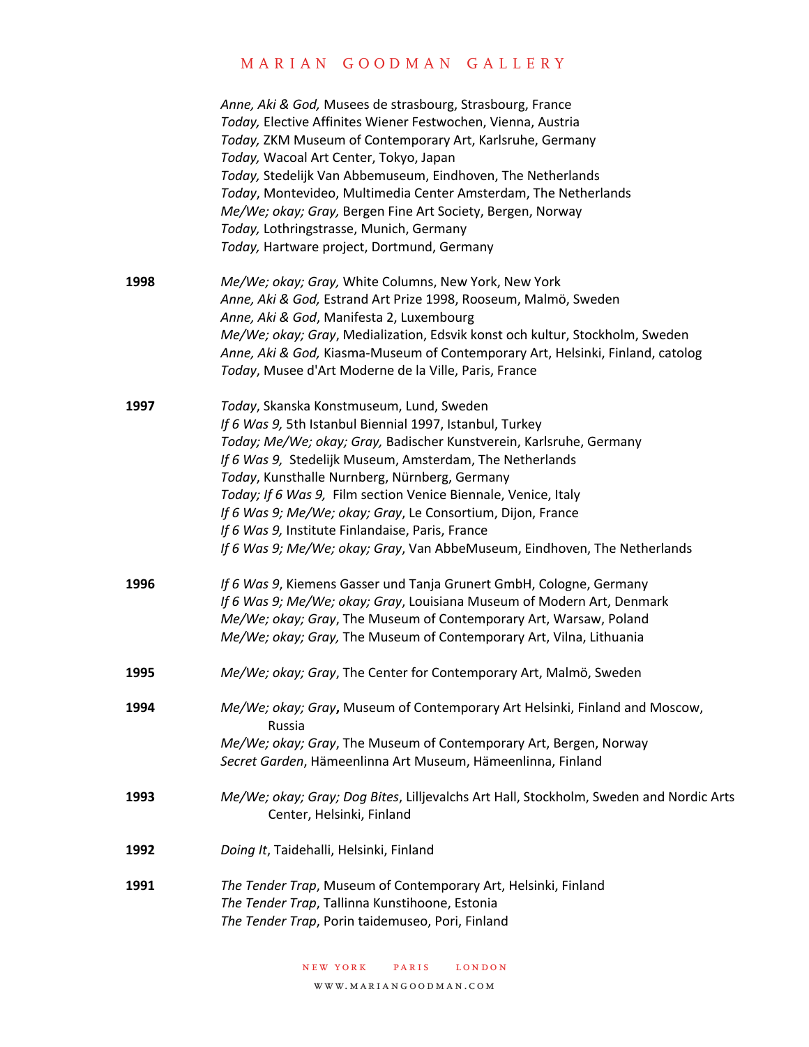*Anne, Aki & God,* Musees de strasbourg, Strasbourg, France
*Today,* Elective Affinites Wiener Festwochen, Vienna, Austria
*Today,* ZKM Museum of Contemporary Art, Karlsruhe, Germany
*Today,* Wacoal Art Center, Tokyo, Japan
*Today,* Stedelijk Van Abbemuseum, Eindhoven, The Netherlands
*Today*, Montevideo, Multimedia Center Amsterdam, The Netherlands
*Me/We; okay; Gray,* Bergen Fine Art Society, Bergen, Norway
*Today,* Lothringstrasse, Munich, Germany
*Today,* Hartware project, Dortmund, Germany

**1998**

*Me/We; okay; Gray,* White Columns, New York, New York
*Anne, Aki & God,* Estrand Art Prize 1998, Rooseum, Malmö, Sweden
*Anne, Aki & God*, Manifesta 2, Luxembourg
*Me/We; okay; Gray*, Medialization, Edsvik konst och kultur, Stockholm, Sweden
*Anne, Aki & God,* Kiasma-Museum of Contemporary Art, Helsinki, Finland, catolog
*Today*, Musee d'Art Moderne de la Ville, Paris, France

**1997**

*Today*, Skanska Konstmuseum, Lund, Sweden
*If 6 Was 9,* 5th Istanbul Biennial 1997, Istanbul, Turkey
*Today; Me/We; okay; Gray,* Badischer Kunstverein, Karlsruhe, Germany
*If 6 Was 9,* Stedelijk Museum, Amsterdam, The Netherlands
*Today*, Kunsthalle Nurnberg, Nürnberg, Germany
*Today; If 6 Was 9,* Film section Venice Biennale, Venice, Italy
*If 6 Was 9; Me/We; okay; Gray*, Le Consortium, Dijon, France
*If 6 Was 9,* Institute Finlandaise, Paris, France
*If 6 Was 9; Me/We; okay; Gray*, Van AbbeMuseum, Eindhoven, The Netherlands

**1996**

*If 6 Was 9*, Kiemens Gasser und Tanja Grunert GmbH, Cologne, Germany
*If 6 Was 9; Me/We; okay; Gray*, Louisiana Museum of Modern Art, Denmark
*Me/We; okay; Gray*, The Museum of Contemporary Art, Warsaw, Poland
*Me/We; okay; Gray,* The Museum of Contemporary Art, Vilna, Lithuania

**1995**

*Me/We; okay; Gray*, The Center for Contemporary Art, Malmö, Sweden

**1994**

*Me/We; okay; Gray***,** Museum of Contemporary Art Helsinki, Finland and Moscow, Russia
*Me/We; okay; Gray*, The Museum of Contemporary Art, Bergen, Norway
*Secret Garden*, Hämeenlinna Art Museum, Hämeenlinna, Finland

**1993**

*Me/We; okay; Gray; Dog Bites*, Lilljevalchs Art Hall, Stockholm, Sweden and Nordic Arts Center, Helsinki, Finland

**1992**

*Doing It*, Taidehalli, Helsinki, Finland

**1991**

*The Tender Trap*, Museum of Contemporary Art, Helsinki, Finland
*The Tender Trap*, Tallinna Kunstihoone, Estonia
*The Tender Trap*, Porin taidemuseo, Pori, Finland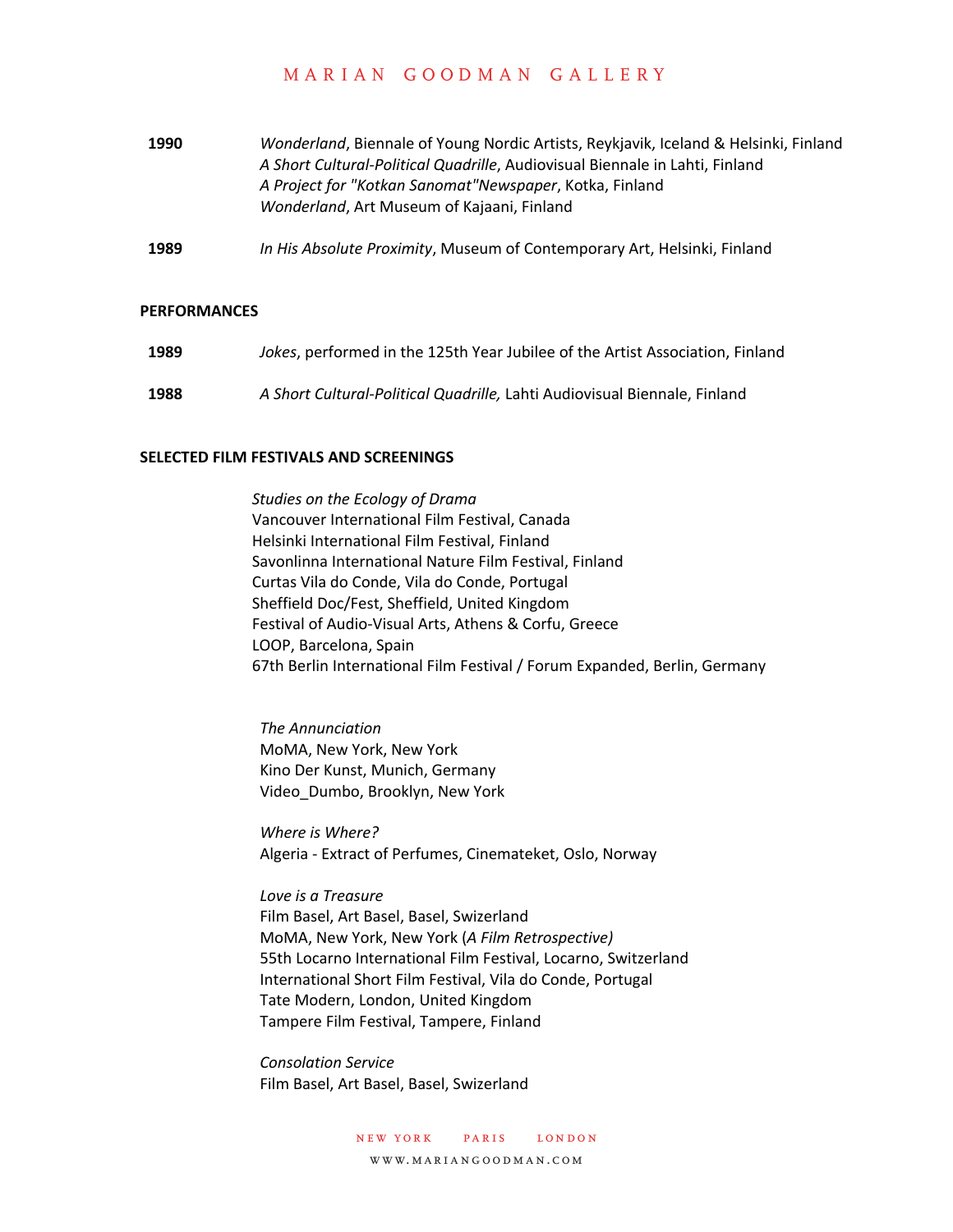**1990** *Wonderland*, Biennale of Young Nordic Artists, Reykjavik, Iceland & Helsinki, Finland
*A Short Cultural-Political Quadrille*, Audiovisual Biennale in Lahti, Finland
*A Project for "Kotkan Sanomat"Newspaper*, Kotka, Finland
*Wonderland*, Art Museum of Kajaani, Finland

**1989** *In His Absolute Proximity*, Museum of Contemporary Art, Helsinki, Finland

## PERFORMANCES

**1989** *Jokes*, performed in the 125th Year Jubilee of the Artist Association, Finland

**1988** *A Short Cultural-Political Quadrille,* Lahti Audiovisual Biennale, Finland

## SELECTED FILM FESTIVALS AND SCREENINGS

*Studies on the Ecology of Drama*
Vancouver International Film Festival, Canada
Helsinki International Film Festival, Finland
Savonlinna International Nature Film Festival, Finland
Curtas Vila do Conde, Vila do Conde, Portugal
Sheffield Doc/Fest, Sheffield, United Kingdom
Festival of Audio-Visual Arts, Athens & Corfu, Greece
LOOP, Barcelona, Spain
67th Berlin International Film Festival / Forum Expanded, Berlin, Germany

*The Annunciation*
MoMA, New York, New York
Kino Der Kunst, Munich, Germany
Video_Dumbo, Brooklyn, New York

*Where is Where?*
Algeria - Extract of Perfumes, Cinemateket, Oslo, Norway

*Love is a Treasure*
Film Basel, Art Basel, Basel, Swizerland
MoMA, New York, New York (*A Film Retrospective)*
55th Locarno International Film Festival, Locarno, Switzerland
International Short Film Festival, Vila do Conde, Portugal
Tate Modern, London, United Kingdom
Tampere Film Festival, Tampere, Finland

*Consolation Service*
Film Basel, Art Basel, Basel, Swizerland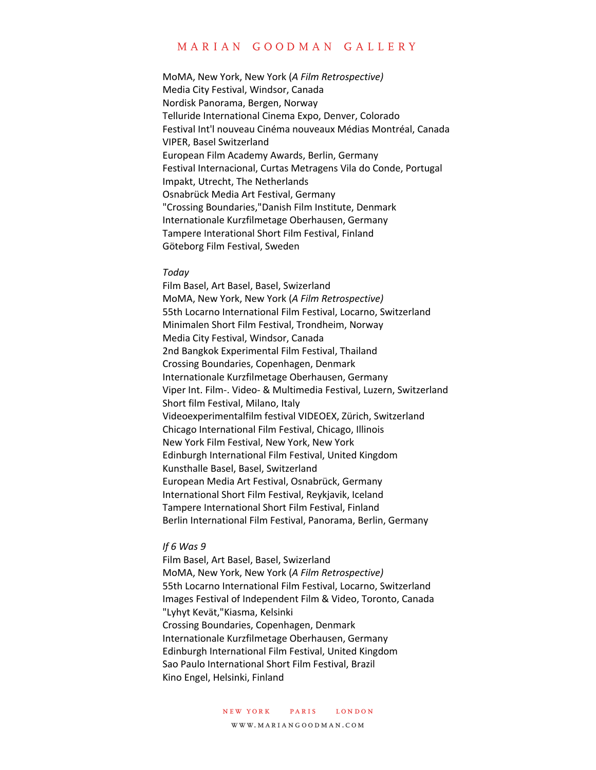MoMA, New York, New York (*A Film Retrospective)*
Media City Festival, Windsor, Canada
Nordisk Panorama, Bergen, Norway
Telluride International Cinema Expo, Denver, Colorado
Festival Int'l nouveau Cinéma nouveaux Médias Montréal, Canada
VIPER, Basel Switzerland
European Film Academy Awards, Berlin, Germany
Festival Internacional, Curtas Metragens Vila do Conde, Portugal
Impakt, Utrecht, The Netherlands
Osnabrück Media Art Festival, Germany
"Crossing Boundaries,"Danish Film Institute, Denmark
Internationale Kurzfilmetage Oberhausen, Germany
Tampere Interational Short Film Festival, Finland
Göteborg Film Festival, Sweden

*Today*
Film Basel, Art Basel, Basel, Swizerland
MoMA, New York, New York (*A Film Retrospective)*
55th Locarno International Film Festival, Locarno, Switzerland
Minimalen Short Film Festival, Trondheim, Norway
Media City Festival, Windsor, Canada
2nd Bangkok Experimental Film Festival, Thailand
Crossing Boundaries, Copenhagen, Denmark
Internationale Kurzfilmetage Oberhausen, Germany
Viper Int. Film-. Video- & Multimedia Festival, Luzern, Switzerland
Short film Festival, Milano, Italy
Videoexperimentalfilm festival VIDEOEX, Zürich, Switzerland
Chicago International Film Festival, Chicago, Illinois
New York Film Festival, New York, New York
Edinburgh International Film Festival, United Kingdom
Kunsthalle Basel, Basel, Switzerland
European Media Art Festival, Osnabrück, Germany
International Short Film Festival, Reykjavik, Iceland
Tampere International Short Film Festival, Finland
Berlin International Film Festival, Panorama, Berlin, Germany

*If 6 Was 9*
Film Basel, Art Basel, Basel, Swizerland
MoMA, New York, New York (*A Film Retrospective)*
55th Locarno International Film Festival, Locarno, Switzerland
Images Festival of Independent Film & Video, Toronto, Canada
"Lyhyt Kevät,"Kiasma, Kelsinki
Crossing Boundaries, Copenhagen, Denmark
Internationale Kurzfilmetage Oberhausen, Germany
Edinburgh International Film Festival, United Kingdom
Sao Paulo International Short Film Festival, Brazil
Kino Engel, Helsinki, Finland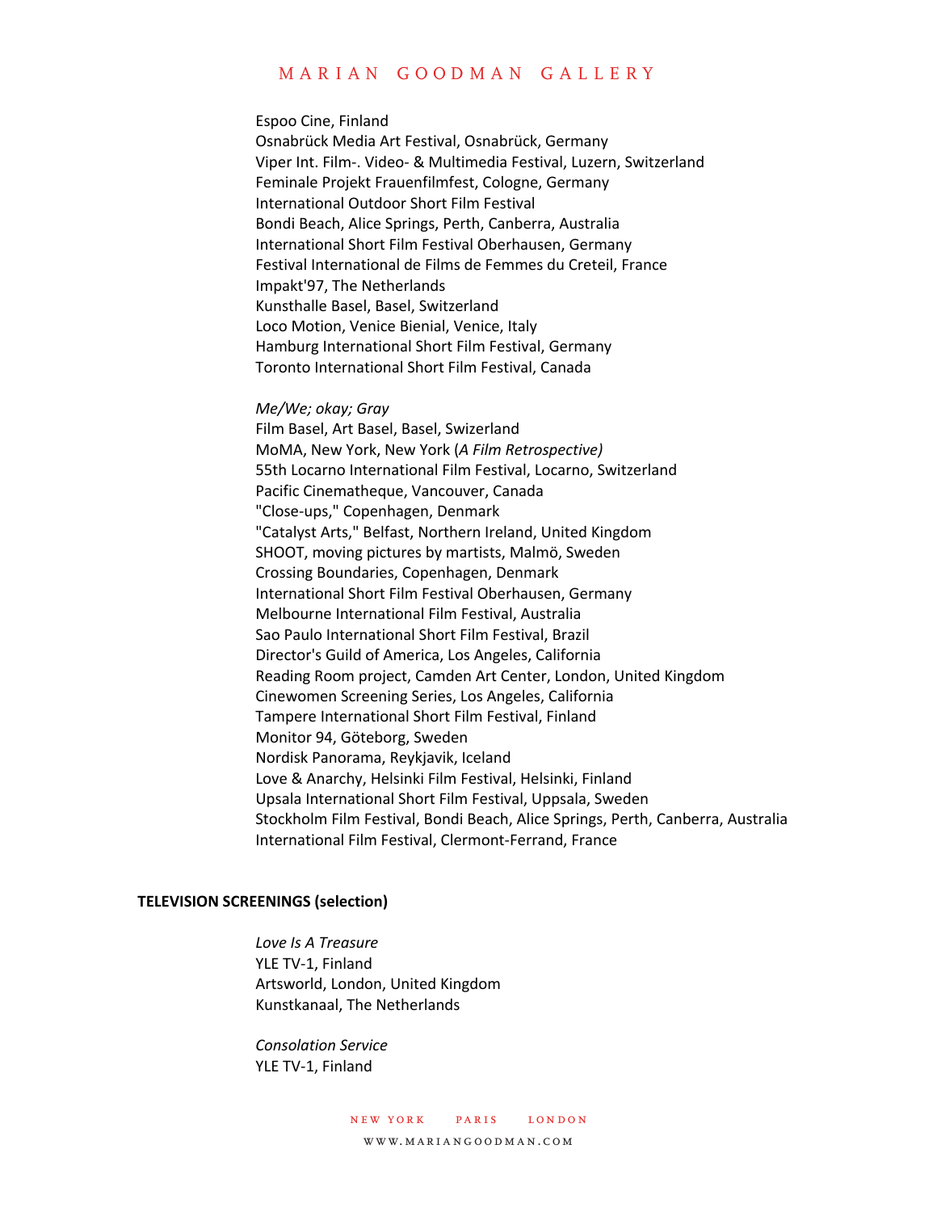Espoo Cine, Finland
Osnabrück Media Art Festival, Osnabrück, Germany
Viper Int. Film-. Video- & Multimedia Festival, Luzern, Switzerland
Feminale Projekt Frauenfilmfest, Cologne, Germany
International Outdoor Short Film Festival
Bondi Beach, Alice Springs, Perth, Canberra, Australia
International Short Film Festival Oberhausen, Germany
Festival International de Films de Femmes du Creteil, France
Impakt'97, The Netherlands
Kunsthalle Basel, Basel, Switzerland
Loco Motion, Venice Bienial, Venice, Italy
Hamburg International Short Film Festival, Germany
Toronto International Short Film Festival, Canada

*Me/We; okay; Gray*
Film Basel, Art Basel, Basel, Swizerland
MoMA, New York, New York (*A Film Retrospective)*
55th Locarno International Film Festival, Locarno, Switzerland
Pacific Cinematheque, Vancouver, Canada
"Close-ups," Copenhagen, Denmark
"Catalyst Arts," Belfast, Northern Ireland, United Kingdom
SHOOT, moving pictures by martists, Malmö, Sweden
Crossing Boundaries, Copenhagen, Denmark
International Short Film Festival Oberhausen, Germany
Melbourne International Film Festival, Australia
Sao Paulo International Short Film Festival, Brazil
Director's Guild of America, Los Angeles, California
Reading Room project, Camden Art Center, London, United Kingdom
Cinewomen Screening Series, Los Angeles, California
Tampere International Short Film Festival, Finland
Monitor 94, Göteborg, Sweden
Nordisk Panorama, Reykjavik, Iceland
Love & Anarchy, Helsinki Film Festival, Helsinki, Finland
Upsala International Short Film Festival, Uppsala, Sweden
Stockholm Film Festival, Bondi Beach, Alice Springs, Perth, Canberra, Australia
International Film Festival, Clermont-Ferrand, France

**TELEVISION SCREENINGS (selection)**

*Love Is A Treasure*
YLE TV-1, Finland
Artsworld, London, United Kingdom
Kunstkanaal, The Netherlands

*Consolation Service*
YLE TV-1, Finland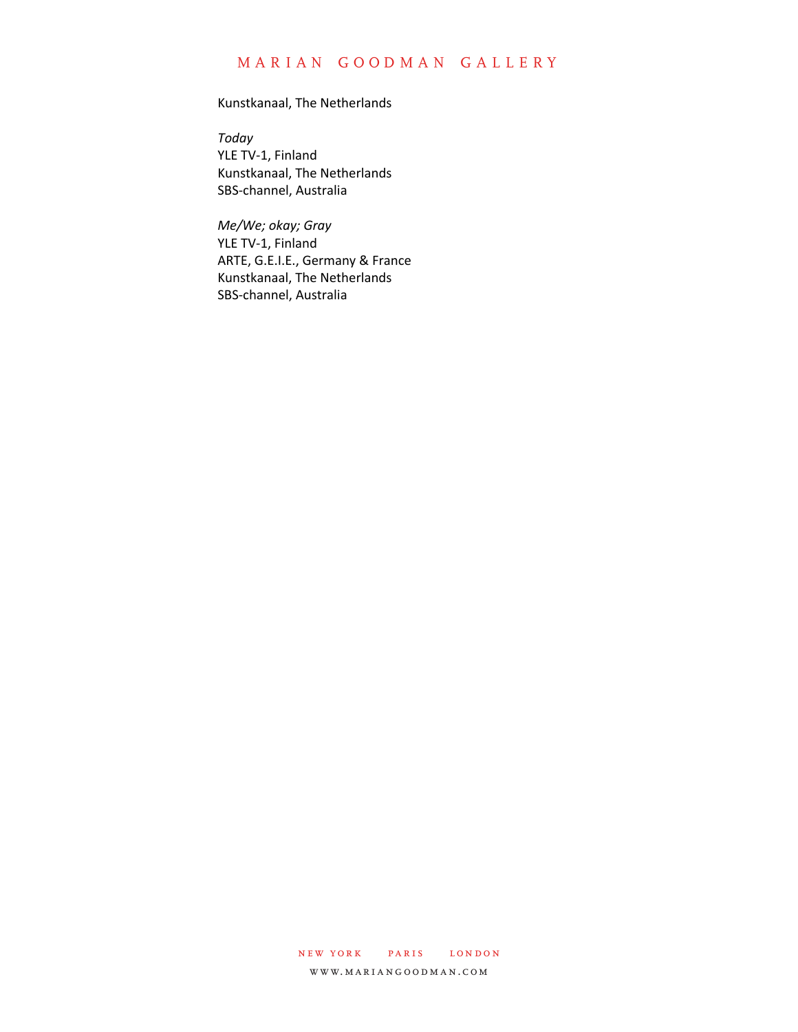Kunstkanaal, The Netherlands

*Today*
YLE TV-1, Finland
Kunstkanaal, The Netherlands
SBS-channel, Australia

*Me/We; okay; Gray*
YLE TV-1, Finland
ARTE, G.E.I.E., Germany & France
Kunstkanaal, The Netherlands
SBS-channel, Australia